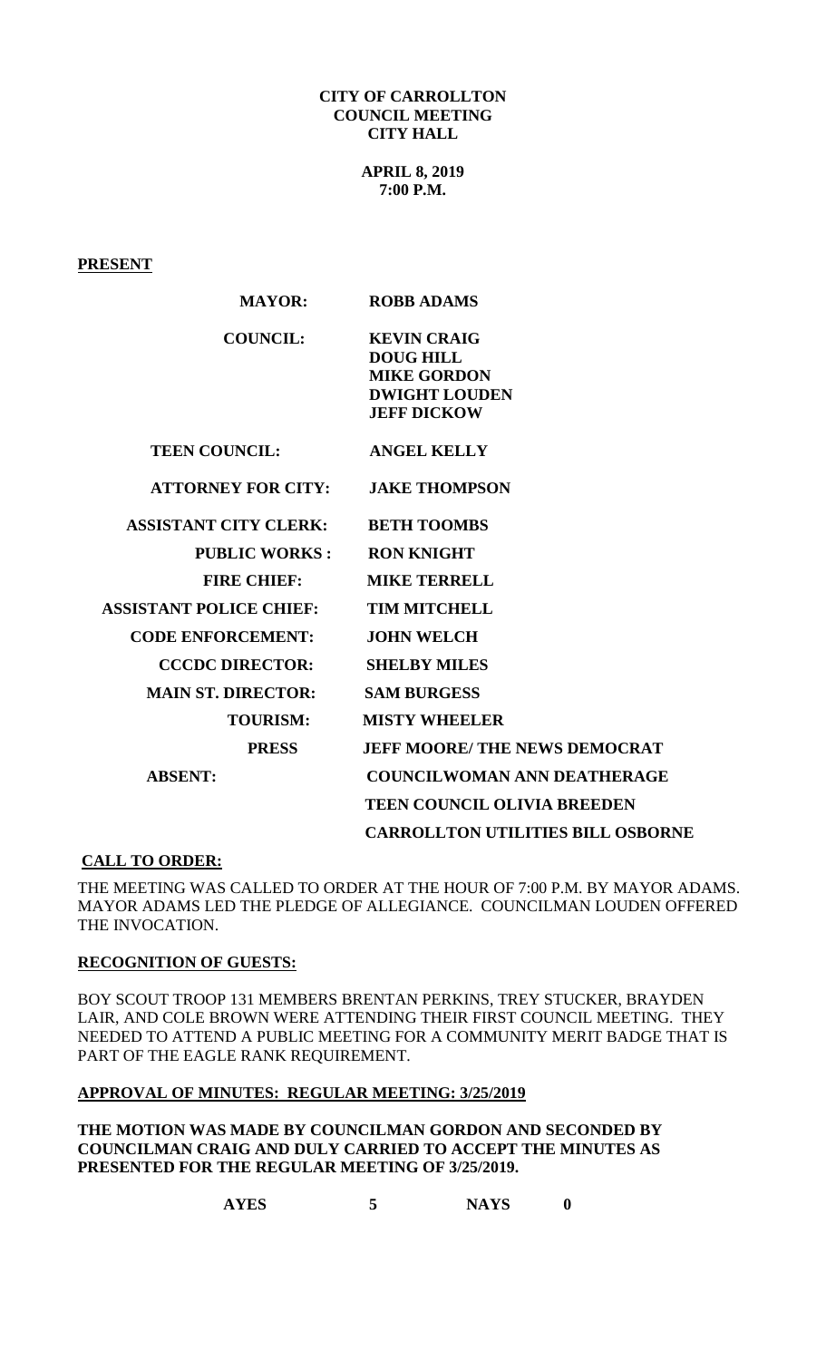**CITY OF CARROLLTON**
**COUNCIL MEETING**
**CITY HALL**

**APRIL 8, 2019**
**7:00 P.M.**

**PRESENT**

| | |
|---|---|
| **MAYOR:** | **ROBB ADAMS** |
| **COUNCIL:** | **KEVIN CRAIG**<br>**DOUG HILL**<br>**MIKE GORDON**<br>**DWIGHT LOUDEN**<br>**JEFF DICKOW** |
| **TEEN COUNCIL:** | **ANGEL KELLY** |
| **ATTORNEY FOR CITY:** | **JAKE THOMPSON** |
| **ASSISTANT CITY CLERK:** | **BETH TOOMBS** |
| **PUBLIC WORKS :** | **RON KNIGHT** |
| **FIRE CHIEF:** | **MIKE TERRELL** |
| **ASSISTANT POLICE CHIEF:** | **TIM MITCHELL** |
| **CODE ENFORCEMENT:** | **JOHN WELCH** |
| **CCCDC DIRECTOR:** | **SHELBY MILES** |
| **MAIN ST. DIRECTOR:** | **SAM BURGESS** |
| **TOURISM:** | **MISTY WHEELER** |
| **PRESS** | **JEFF MOORE/ THE NEWS DEMOCRAT** |
| **ABSENT:** | **COUNCILWOMAN ANN DEATHERAGE**<br>**TEEN COUNCIL OLIVIA BREEDEN**<br>**CARROLLTON UTILITIES BILL OSBORNE** |

**CALL TO ORDER:**

THE MEETING WAS CALLED TO ORDER AT THE HOUR OF 7:00 P.M. BY MAYOR ADAMS. MAYOR ADAMS LED THE PLEDGE OF ALLEGIANCE. COUNCILMAN LOUDEN OFFERED THE INVOCATION.

**RECOGNITION OF GUESTS:**

BOY SCOUT TROOP 131 MEMBERS BRENTAN PERKINS, TREY STUCKER, BRAYDEN LAIR, AND COLE BROWN WERE ATTENDING THEIR FIRST COUNCIL MEETING. THEY NEEDED TO ATTEND A PUBLIC MEETING FOR A COMMUNITY MERIT BADGE THAT IS PART OF THE EAGLE RANK REQUIREMENT.

**APPROVAL OF MINUTES: REGULAR MEETING: 3/25/2019**

**THE MOTION WAS MADE BY COUNCILMAN GORDON AND SECONDED BY COUNCILMAN CRAIG AND DULY CARRIED TO ACCEPT THE MINUTES AS PRESENTED FOR THE REGULAR MEETING OF 3/25/2019.**

**AYES 5 NAYS 0**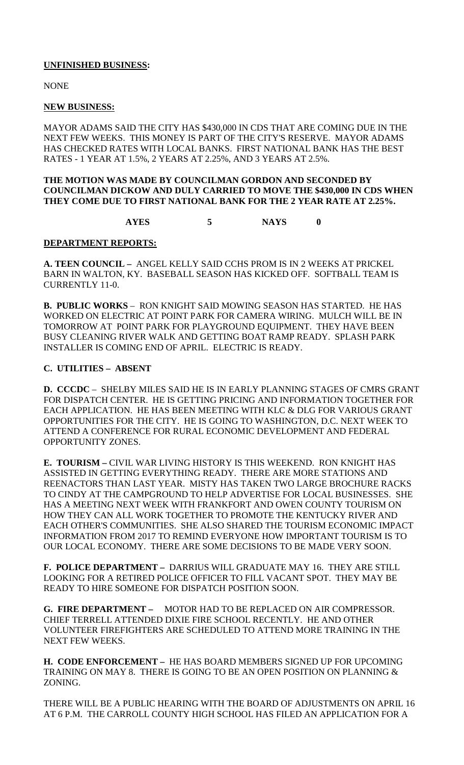**UNFINISHED BUSINESS:**

NONE

**NEW BUSINESS:**

MAYOR ADAMS SAID THE CITY HAS $430,000 IN CDS THAT ARE COMING DUE IN THE NEXT FEW WEEKS. THIS MONEY IS PART OF THE CITY'S RESERVE. MAYOR ADAMS HAS CHECKED RATES WITH LOCAL BANKS. FIRST NATIONAL BANK HAS THE BEST RATES - 1 YEAR AT 1.5%, 2 YEARS AT 2.25%, AND 3 YEARS AT 2.5%.

**THE MOTION WAS MADE BY COUNCILMAN GORDON AND SECONDED BY COUNCILMAN DICKOW AND DULY CARRIED TO MOVE THE $430,000 IN CDS WHEN THEY COME DUE TO FIRST NATIONAL BANK FOR THE 2 YEAR RATE AT 2.25%.**

**AYES 5 NAYS 0**

**DEPARTMENT REPORTS:**

**A. TEEN COUNCIL –** ANGEL KELLY SAID CCHS PROM IS IN 2 WEEKS AT PRICKEL BARN IN WALTON, KY. BASEBALL SEASON HAS KICKED OFF. SOFTBALL TEAM IS CURRENTLY 11-0.

**B. PUBLIC WORKS** – RON KNIGHT SAID MOWING SEASON HAS STARTED. HE HAS WORKED ON ELECTRIC AT POINT PARK FOR CAMERA WIRING. MULCH WILL BE IN TOMORROW AT POINT PARK FOR PLAYGROUND EQUIPMENT. THEY HAVE BEEN BUSY CLEANING RIVER WALK AND GETTING BOAT RAMP READY. SPLASH PARK INSTALLER IS COMING END OF APRIL. ELECTRIC IS READY.

**C. UTILITIES – ABSENT**

**D. CCCDC** – SHELBY MILES SAID HE IS IN EARLY PLANNING STAGES OF CMRS GRANT FOR DISPATCH CENTER. HE IS GETTING PRICING AND INFORMATION TOGETHER FOR EACH APPLICATION. HE HAS BEEN MEETING WITH KLC & DLG FOR VARIOUS GRANT OPPORTUNITIES FOR THE CITY. HE IS GOING TO WASHINGTON, D.C. NEXT WEEK TO ATTEND A CONFERENCE FOR RURAL ECONOMIC DEVELOPMENT AND FEDERAL OPPORTUNITY ZONES.

**E. TOURISM –** CIVIL WAR LIVING HISTORY IS THIS WEEKEND. RON KNIGHT HAS ASSISTED IN GETTING EVERYTHING READY. THERE ARE MORE STATIONS AND REENACTORS THAN LAST YEAR. MISTY HAS TAKEN TWO LARGE BROCHURE RACKS TO CINDY AT THE CAMPGROUND TO HELP ADVERTISE FOR LOCAL BUSINESSES. SHE HAS A MEETING NEXT WEEK WITH FRANKFORT AND OWEN COUNTY TOURISM ON HOW THEY CAN ALL WORK TOGETHER TO PROMOTE THE KENTUCKY RIVER AND EACH OTHER'S COMMUNITIES. SHE ALSO SHARED THE TOURISM ECONOMIC IMPACT INFORMATION FROM 2017 TO REMIND EVERYONE HOW IMPORTANT TOURISM IS TO OUR LOCAL ECONOMY. THERE ARE SOME DECISIONS TO BE MADE VERY SOON.

**F. POLICE DEPARTMENT –** DARRIUS WILL GRADUATE MAY 16. THEY ARE STILL LOOKING FOR A RETIRED POLICE OFFICER TO FILL VACANT SPOT. THEY MAY BE READY TO HIRE SOMEONE FOR DISPATCH POSITION SOON.

**G. FIRE DEPARTMENT –** MOTOR HAD TO BE REPLACED ON AIR COMPRESSOR. CHIEF TERRELL ATTENDED DIXIE FIRE SCHOOL RECENTLY. HE AND OTHER VOLUNTEER FIREFIGHTERS ARE SCHEDULED TO ATTEND MORE TRAINING IN THE NEXT FEW WEEKS.

**H. CODE ENFORCEMENT –** HE HAS BOARD MEMBERS SIGNED UP FOR UPCOMING TRAINING ON MAY 8. THERE IS GOING TO BE AN OPEN POSITION ON PLANNING & ZONING.

THERE WILL BE A PUBLIC HEARING WITH THE BOARD OF ADJUSTMENTS ON APRIL 16 AT 6 P.M. THE CARROLL COUNTY HIGH SCHOOL HAS FILED AN APPLICATION FOR A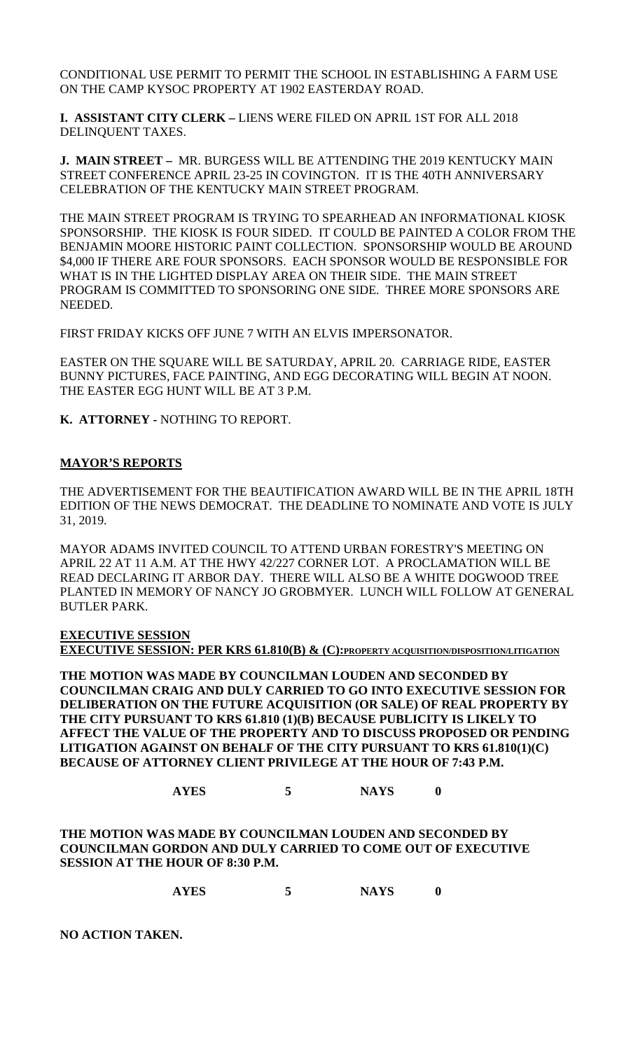CONDITIONAL USE PERMIT TO PERMIT THE SCHOOL IN ESTABLISHING A FARM USE ON THE CAMP KYSOC PROPERTY AT 1902 EASTERDAY ROAD.

**I. ASSISTANT CITY CLERK –** LIENS WERE FILED ON APRIL 1ST FOR ALL 2018 DELINQUENT TAXES.

**J. MAIN STREET –** MR. BURGESS WILL BE ATTENDING THE 2019 KENTUCKY MAIN STREET CONFERENCE APRIL 23-25 IN COVINGTON. IT IS THE 40TH ANNIVERSARY CELEBRATION OF THE KENTUCKY MAIN STREET PROGRAM.

THE MAIN STREET PROGRAM IS TRYING TO SPEARHEAD AN INFORMATIONAL KIOSK SPONSORSHIP. THE KIOSK IS FOUR SIDED. IT COULD BE PAINTED A COLOR FROM THE BENJAMIN MOORE HISTORIC PAINT COLLECTION. SPONSORSHIP WOULD BE AROUND $4,000 IF THERE ARE FOUR SPONSORS. EACH SPONSOR WOULD BE RESPONSIBLE FOR WHAT IS IN THE LIGHTED DISPLAY AREA ON THEIR SIDE. THE MAIN STREET PROGRAM IS COMMITTED TO SPONSORING ONE SIDE. THREE MORE SPONSORS ARE NEEDED.

FIRST FRIDAY KICKS OFF JUNE 7 WITH AN ELVIS IMPERSONATOR.

EASTER ON THE SQUARE WILL BE SATURDAY, APRIL 20. CARRIAGE RIDE, EASTER BUNNY PICTURES, FACE PAINTING, AND EGG DECORATING WILL BEGIN AT NOON. THE EASTER EGG HUNT WILL BE AT 3 P.M.

**K. ATTORNEY -** NOTHING TO REPORT.

**MAYOR'S REPORTS**

THE ADVERTISEMENT FOR THE BEAUTIFICATION AWARD WILL BE IN THE APRIL 18TH EDITION OF THE NEWS DEMOCRAT. THE DEADLINE TO NOMINATE AND VOTE IS JULY 31, 2019.

MAYOR ADAMS INVITED COUNCIL TO ATTEND URBAN FORESTRY'S MEETING ON APRIL 22 AT 11 A.M. AT THE HWY 42/227 CORNER LOT. A PROCLAMATION WILL BE READ DECLARING IT ARBOR DAY. THERE WILL ALSO BE A WHITE DOGWOOD TREE PLANTED IN MEMORY OF NANCY JO GROBMYER. LUNCH WILL FOLLOW AT GENERAL BUTLER PARK.

**EXECUTIVE SESSION**

**EXECUTIVE SESSION: PER KRS 61.810(B) & (C):PROPERTY ACQUISITION/DISPOSITION/LITIGATION**

**THE MOTION WAS MADE BY COUNCILMAN LOUDEN AND SECONDED BY COUNCILMAN CRAIG AND DULY CARRIED TO GO INTO EXECUTIVE SESSION FOR DELIBERATION ON THE FUTURE ACQUISITION (OR SALE) OF REAL PROPERTY BY THE CITY PURSUANT TO KRS 61.810 (1)(B) BECAUSE PUBLICITY IS LIKELY TO AFFECT THE VALUE OF THE PROPERTY AND TO DISCUSS PROPOSED OR PENDING LITIGATION AGAINST ON BEHALF OF THE CITY PURSUANT TO KRS 61.810(1)(C) BECAUSE OF ATTORNEY CLIENT PRIVILEGE AT THE HOUR OF 7:43 P.M.**

**AYES 5 NAYS 0**

**THE MOTION WAS MADE BY COUNCILMAN LOUDEN AND SECONDED BY COUNCILMAN GORDON AND DULY CARRIED TO COME OUT OF EXECUTIVE SESSION AT THE HOUR OF 8:30 P.M.**

**AYES 5 NAYS 0**

**NO ACTION TAKEN.**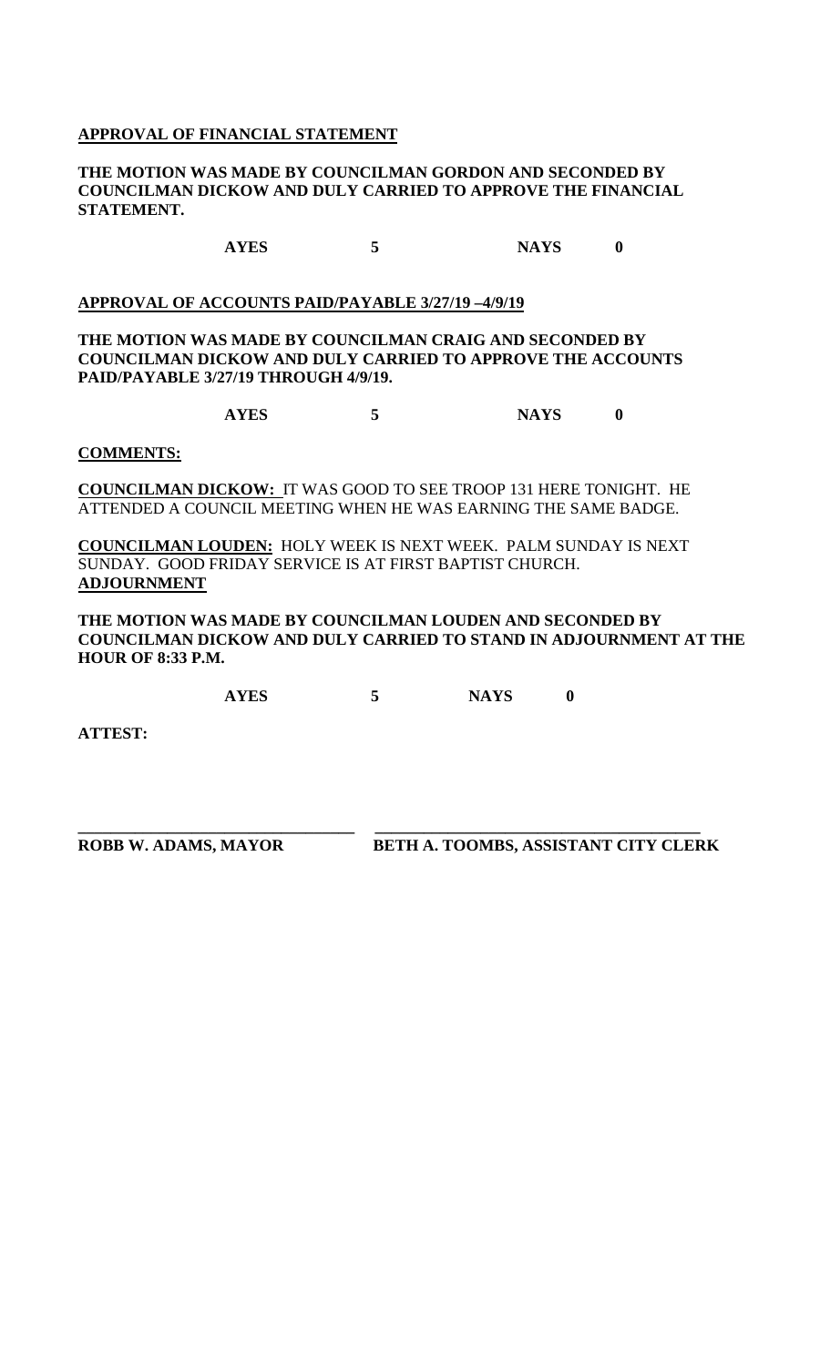**APPROVAL OF FINANCIAL STATEMENT**

**THE MOTION WAS MADE BY COUNCILMAN GORDON AND SECONDED BY COUNCILMAN DICKOW AND DULY CARRIED TO APPROVE THE FINANCIAL STATEMENT.**

**AYES 5 NAYS 0**

**APPROVAL OF ACCOUNTS PAID/PAYABLE 3/27/19 –4/9/19**

**THE MOTION WAS MADE BY COUNCILMAN CRAIG AND SECONDED BY COUNCILMAN DICKOW AND DULY CARRIED TO APPROVE THE ACCOUNTS PAID/PAYABLE 3/27/19 THROUGH 4/9/19.**

**AYES 5 NAYS 0**

**COMMENTS:**

**COUNCILMAN DICKOW:** IT WAS GOOD TO SEE TROOP 131 HERE TONIGHT. HE ATTENDED A COUNCIL MEETING WHEN HE WAS EARNING THE SAME BADGE.

**COUNCILMAN LOUDEN:** HOLY WEEK IS NEXT WEEK. PALM SUNDAY IS NEXT SUNDAY. GOOD FRIDAY SERVICE IS AT FIRST BAPTIST CHURCH.

**ADJOURNMENT**

**THE MOTION WAS MADE BY COUNCILMAN LOUDEN AND SECONDED BY COUNCILMAN DICKOW AND DULY CARRIED TO STAND IN ADJOURNMENT AT THE HOUR OF 8:33 P.M.**

**AYES 5 NAYS 0**

**ATTEST:**

**ROBB W. ADAMS, MAYOR** **BETH A. TOOMBS, ASSISTANT CITY CLERK**